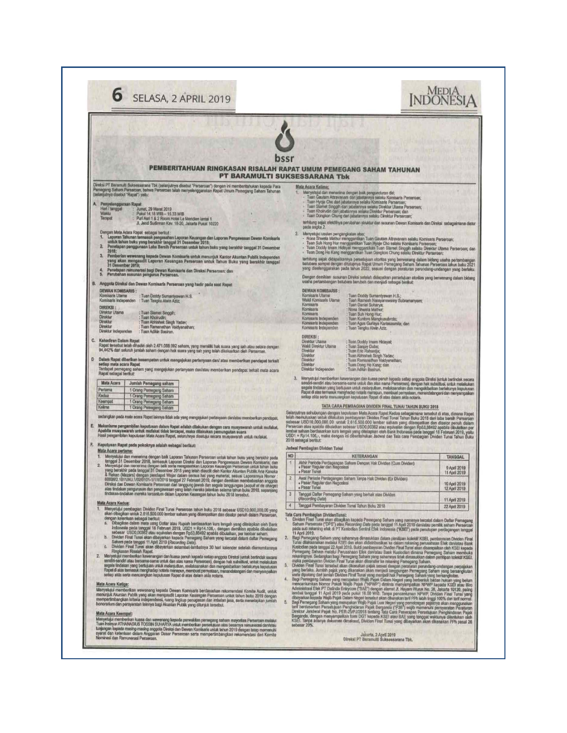bssr

# PEMBERITAHUAN RINGKASAN RISALAH RAPAT UMUM PEMEGANG SAHAM TAHUNAN PT BARAMULTI SUKSESSARANA Tbk

Direksi PT Baramulti Suksessarana Tbk (selanjutnya disebut "Perseroan") dengan ini memberitahukan kepada Para Pemegang Saham Perseroan, bahwa Perseroan telah menyelenggarakan Rapat Umum Pemegang Saham Tahunan (selanjutnya disebut "Rapat") yaitu:

**A. Penyelenggaraan Rapat**

Hari / tanggal : Jumat, 29 Maret 2019
Waktu : Pukul 14.18 WIB – 15.33 WIB
Tempat : Puri Asri 1 & 2 Room Hotel Le Meridien lantai 1
Jl. Jend Sudirman Kav. 18-20, Jakarta Pusat 10220

Dengan Mata Acara Rapat sebagai berikut:

1. **Laporan Tahunan termasuk pengesahan Laporan Keuangan dan Laporan Pengawasan Dewan Komisaris untuk tahun buku yang berakhir tanggal 31 Desember 2018;**
2. **Penetapan penggunaan Laba Bersih Perseroan untuk tahun buku yang berakhir tanggal 31 Desember 2018;**
3. **Pemberian wewenang kepada Dewan Komisaris untuk menunjuk Kantor Akuntan Publik Independen yang akan mengaudit Laporan Keuangan Perseroan untuk Tahun Buku yang berakhir tanggal 31 Desember 2019;**
4. **Penetapan remunerasi bagi Dewan Komisaris dan Direksi Perseroan; dan**
5. **Perubahan susunan pengurus Perseroan.**

**B. Anggota Direksi dan Dewan Komisaris Perseroan yang hadir pada saat Rapat**

**DEWAN KOMISARIS :**
Komisaris Utama : Tuan Doddy Sumantyawan H.S.
Komisaris Independen : Tuan Tengku Alwin Aziz;

**DIREKSI :**
Direktur Utama : Tuan Slamet Singgih;
Direktur : Tuan Khoirudin;
Direktur : Tuan Abhishek Singh Yadav;
Direktur : Tuan Ramanathan Vaidyanathan;
Direktur Independen : Tuan Adikin Basirun.

**C. Kehadiran Dalam Rapat**

Rapat tersebut telah dihadiri oleh 2.471.088.992 saham, yang memiliki hak suara yang sah atau setara dengan 94,442% dari seluruh jumlah saham dengan hak suara yang sah yang telah dikeluarkan oleh Perseroan.

**D. Dalam Rapat diberikan kesempatan untuk mengajukan pertanyaan dan/ atau memberikan pendapat terkait setiap mata acara Rapat**

Terdapat pemegang saham yang mengajukan pertanyaan dan/atau memberikan pendapat terkait mata acara Rapat sebagai berikut:

| Mata Acara | Jumlah Pemegang saham |
|---|---|
| Pertama | 1 Orang Pemegang Saham |
| Kedua | 1 Orang Pemegang Saham |
| Keempat | 1 Orang Pemegang Saham |
| Kelima | 1 Orang Pemegang Saham |

sedangkan pada mata acara Rapat lainnya tidak ada yang mengajukan pertanyaan dan/atau memberikan pendapat.

**E. Mekanisme pengambilan keputusan dalam Rapat adalah dilakukan dengan cara musyawarah untuk mufakat. Apabila musyawarah untuk mufakat tidak tercapai, maka dilakukan pemungutan suara**

Hasil pengambilan keputusan Mata Acara Rapat, seluruhnya disetujui secara musyawarah untuk mufakat.

**F. Keputusan Rapat pada pokoknya adalah sebagai berikut:**

**Mata Acara pertama:**

1. Menyetujui dan menerima dengan baik Laporan Tahunan Perseroan untuk tahun buku yang berakhir pada tanggal 31 Desember 2018, termasuk Laporan Direksi dan Laporan Pengawasan Dewan Komisaris; dan
2. Menyetujui dan menerima dengan baik serta mengesahkan Laporan Keuangan Perseroan untuk tahun buku yang berakhir pada tanggal 31 Desember 2018 yang telah diaudit oleh Kantor Akuntan Publik Aria Kanaka & Rekan (Mazars) dengan pendapat Wajar dalam semua hal yang material, sesuai Laporannya Nomor : 00008/2.1011/AU.1/02/0101-1/1/III/2019 tanggal 27 Februari 2019, dengan demikian membebaskan anggota Direksi dan Dewan Komisaris Perseroan dari tanggung jawab dan segala tanggungan (*acquit et de charge*) atas tindakan pengurusan dan pengawasan yang telah mereka jalankan selama tahun buku 2018, sepanjang tindakan-tindakan mereka tercantum dalam Laporan Keuangan tahun buku 2018 tersebut.

**Mata Acara Kedua:**

1. Menyetujui pembagian Dividen Final Tunai Perseroan tahun buku 2018 sebesar USD10.000.000,00 yang akan dibagikan untuk 2.616.500.000 lembar saham yang ditempatkan dan disetor penuh dalam Perseroan, dengan ketentuan sebagai berikut:
   a. Dibagikan dalam mata uang Dollar atau Rupiah berdasarkan kurs tengah yang ditetapkan oleh Bank Indonesia pada tanggal 18 Februari 2019, USD1 = Rp14.106,- dengan demikian apabila dibulatkan sebesar USD0,00382 atau equivalen dengan Rp53,86492 apabila dibulatkan, per lembar saham.
   b. Dividen Final Tunai akan dibayarkan kepada Pemegang Saham yang tercatat dalam daftar Pemegang Saham pada tanggal 11 April 2019 (*Recording Date*).
   c. Dividen Final Tunai akan dibayarkan selambat-lambatnya 30 hari kalender setelah diumumkannya Ringkasan Risalah Rapat.
2. Menyetujui memberikan kewenangan dan kuasa penuh kepada setiap anggota Direksi (untuk bertindak secara sendiri-sendiri atau bersama-sama untuk dan atas nama Perseroan), dengan hak substitusi, untuk melakukan segala tindakan yang bertujuan untuk melanjutkan, melaksanakan dan mengakibatkan berlakunya keputusan Rapat di atas termasuk menghadap notaris manapun, membuat pernyataan, menandatangani dan menyampaikan setiap akta serta menuangkan keputusan Rapat di atas dalam akta notaris.

**Mata Acara Ketiga:**

Menyetujui memberikan wewenang kepada Dewan Komisaris berdasarkan rekomendasi Komite Audit, untuk menunjuk Akuntan Publik yang akan mengaudit Laporan Keuangan Perseroan untuk tahun buku 2019 dengan mempertimbangkan kriteria independensi, ruang lingkup penugasan dan imbalan jasa, serta menetapkan jumlah honorarium dan persyaratan lainnya bagi Akuntan Publik yang ditunjuk tersebut.

**Mata Acara Keempat:**

Menyetujui memberikan kuasa dan wewenang kepada perwakilan pemegang saham mayoritas Perseroan melalui Tuan Insinyur ATHANASIUS TOSSIN SUHARYA untuk memberikan persetujuan atas besarnya remunerasi dan/atau tunjangan kepada masing-masing anggota Direksi dan Dewan Komisaris untuk tahun 2019 dengan tetap memenuhi syarat dan ketentuan dalam Anggaran Dasar Perseroan serta mempertimbangkan rekomendasi dari Komite Nominasi dan Remunerasi Perseroan.

**Mata Acara Kelima:**

1. Menyetujui dan menerima dengan baik pengunduran diri:
   - Tuan Gautam Attravanam dari jabatannya selaku Komisaris Perseroan;
   - Tuan Hyeje Cho dari jabatannya selaku Komisaris Perseroan;
   - Tuan Slamet Singgih dari jabatannya selaku Direktur Utama Perseroan;
   - Tuan Khoirudin dari jabatannya selaku Direktur Perseroan; dan
   - Tuan Dongkon Chung dari jabatannya selaku Direktur Perseroan;

   terhitung sejak efektifnya perubahan struktur dan susunan Dewan Komisaris dan Direksi sebagaimana diatur pada angka 2.
2. Menyetujui usulan pengangkatan atas:
   - Nona Shweta Mathur menggantikan Tuan Gautam Attravanam selaku Komisaris Perseroan;
   - Tuan Suh Hong Hur menggantikan Tuan Hyeje Cho selaku Komisaris Perseroan;
   - Tuan Doddy Imam Hidayat menggantikan Tuan Slamet Singgih selaku Direktur Utama Perseroan; dan
   - Tuan Dong Ho Kang menggantikan Tuan Dongkon Chung selaku Direktur Perseroan;

   terhitung sejak didapatkannya persetujuan otoritas yang berwenang dalam bidang usaha pertambangan batubara sampai dengan ditutupnya Rapat Umum Pemegang Saham Tahunan Perseroan tahun buku 2021 yang diselenggarakan pada tahun 2022, sesuai dengan peraturan perundang-undangan yang berlaku.

   Dengan demikian susunan Direksi setelah didapatkan persetujuan otoritas yang berwenang dalam bidang usaha pertambangan batubara berubah dan menjadi sebagai berikut:

   **DEWAN KOMISARIS :**
   Komisaris Utama : Tuan Doddy Sumantyawan H.S.;
   Wakil Komisaris Utama : Tuan Ramesh Narayanswamy Subramanyam;
   Komisaris : Tuan Daniel Soharya;
   Komisaris : Nona Shweta Mathur;
   Komisaris : Tuan Suh Hong Hur;
   Komisaris Independen : Tuan Kuntoro Mangkusubroto;
   Komisaris Independen : Tuan Agus Gurlaya Kartasasmita; dan
   Komisaris Independen : Tuan Tengku Alwin Aziz.

   **DIREKSI :**
   Direktur Utama : Tuan Doddy Imam Hidayat;
   Wakil Direktur Utama : Tuan Sanjay Dube;
   Direktur : Tuan Eric Rahardja;
   Direktur : Tuan Abhishek Singh Yadav;
   Direktur : Tuan Ramanathan Vaidyanathan;
   Direktur : Tuan Dong Ho Kang; dan
   Direktur Independen : Tuan Adikin Basirun.
3. Menyetujui memberikan kewenangan dan kuasa penuh kepada setiap anggota Direksi (untuk bertindak secara sendiri-sendiri atau bersama-sama untuk dan atas nama Perseroan), dengan hak substitusi, untuk melakukan segala tindakan yang bertujuan untuk melanjutkan, melaksanakan dan mengakibatkan berlakunya keputusan Rapat di atas termasuk menghadap notaris manapun, membuat pernyataan, menandatangani dan menyampaikan setiap akta serta menuangkan keputusan Rapat di atas dalam akta notaris.

## TATA CARA PEMBAGIAN DIVIDEN FINAL TUNAI TAHUN BUKU 2018

Selanjutnya sehubungan dengan keputusan Mata Acara Rapat Kedua sebagaimana tersebut di atas, dimana Rapat telah memutuskan untuk dilakukan pembayaran Dividen Final Tunai Tahun Buku 2018 dari laba bersih Perseroan sebesar USD10.000.000,00 untuk 2.616.500.000 lembar saham yang ditempatkan dan disetor penuh dalam Perseroan atau apabila dibulatkan sebesar USD0,00382 atau equivalen dengan Rp53,86492 apabila dibulatkan per lembar saham berdasarkan kurs tengah yang ditetapkan oleh Bank Indonesia pada tanggal 18 Februari 2019, yaitu USD1 = Rp14.106,-, maka dengan ini diberitahukan Jadwal dan Tata Cara Pembagian Dividen Final Tunai Tahun Buku 2018 sebagai berikut:

**Jadwal Pembagian Dividen Tunai**

| NO | KETERANGAN | TANGGAL |
|---|---|---|
| 1 | Akhir Periode Perdagangan Saham Dengan Hak Dividen (Cum Dividen)<br>• Pasar Reguler dan Negosiasi<br>• Pasar Tunai | <br>9 April 2019<br>11 April 2019 |
| 2 | Awal Periode Perdagangan Saham Tanpa Hak Dividen (Ex Dividen)<br>• Pasar Reguler dan Negosiasi<br>• Pasar Tunai | <br>10 April 2019<br>12 April 2019 |
| 3 | Tanggal Daftar Pemegang Saham yang berhak atas Dividen (*Recording Date*) | 11 April 2019 |
| 4 | Tanggal Pembayaran Dividen Final Tunai Tahun Buku 2018 | 22 April 2019 |

**Tata Cara Pembagian DividenTunai:**

1. Dividen Final Tunai akan dibagikan kepada Pemegang Saham yang namanya tercatat dalam Daftar Pemegang Saham Perseroan ("DPS") atau *Recording Date* pada tanggal 11 April 2019 dan/atau pemilik saham Perseroan pada sub rekening efek di PT Kustodian Sentral Efek Indonesia ("KSEI") pada penutupan perdagangan tanggal 11 April 2019.
2. Bagi Pemegang Saham yang sahamnya dimasukkan dalam penitipan kolektif KSEI, pembayaran Dividen Final Tunai dilaksanakan melalui KSEI dan akan didistribusikan ke dalam rekening perusahaan Efek dan/atau Bank Kustodian pada tanggal 22 April 2019. Bukti pembayaran Dividen Final Tunai akan disampaikan oleh KSEI kepada Pemegang Saham melalui Perusahaan Efek dan/atau Bank Kustodian dimana Pemegang Saham membuka rekeningnya. Sedangkan bagi Pemegang Saham yang sahamnya tidak dimasukkan dalam penitipan kolektif KSEI, maka pembayaran Dividen Final Tunai akan ditransfer ke rekening Pemegang Saham.
3. Dividen Final Tunai tersebut akan dikenakan pajak sesuai dengan peraturan perundang-undangan perpajakan yang berlaku. Jumlah pajak yang dikenakan akan menjadi tanggungan Pemegang Saham yang bersangkutan serta dipotong dari jumlah Dividen Final Tunai yang menjadi hak Pemegang Saham yang bersangkutan.
4. Bagi Pemegang Saham yang merupakan Wajib Pajak Dalam Negeri yang berbentuk badan hukum yang belum mencantumkan Nomor Pokok Wajib Pajak ("NPWP") diminta menyampaikan NPWP kepada KSEI atau Biro Administrasi Efek PT Datindo Entrycom ("BAE") dengan alamat Jl. Hayam Wuruk No. 28, Jakarta 10120, paling lambat tanggal 11 April 2019 pada pukul 16.00 WIB. Tanpa pencantuman NPWP, Dividen Final Tunai yang dibayarkan kepada Wajib Pajak Dalam Negeri tersebut akan dikenakan tarif PPh lebih tinggi 100% dari tarif normal.
5. Bagi Pemegang Saham yang merupakan Wajib Pajak Luar Negeri yang pemotongan pajaknya akan menggunakan tarif berdasarkan Persetujuan Penghindaran Pajak Berganda ("P3B") wajib memenuhi persyaratan Peraturan Direktur Jenderal Pajak No. PER-25/PJ/2018 tentang Tata Cara Penerapan Persetujuan Penghindaran Pajak Berganda, dengan menyampaikan form DGT kepada KSEI atau BAE yang tanggal waktunya ditentukan oleh KSEI. Tanpa adanya dokumen dimaksud, Dividen Final Tunai yang dibayarkan akan dikenakan PPh pasal 26 sebesar 20%.

Jakarta, 2 April 2019
**Direksi PT Baramulti Suksessarana Tbk.**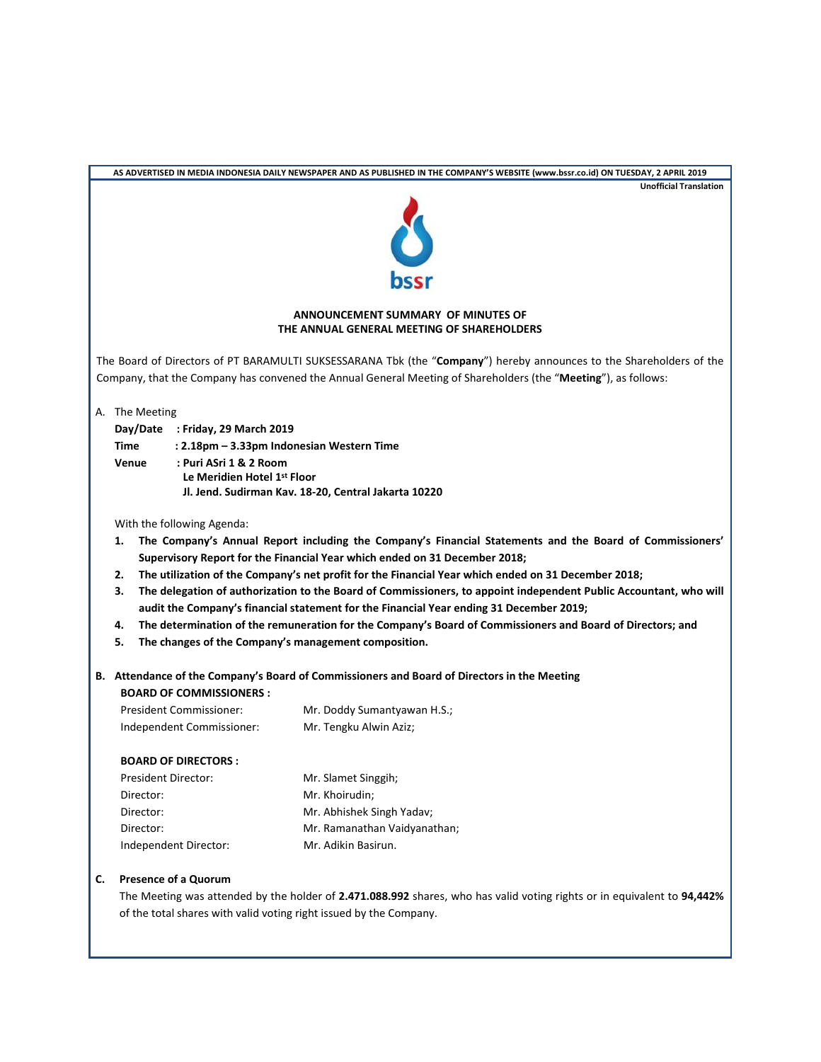AS ADVERTISED IN MEDIA INDONESIA DAILY NEWSPAPER AND AS PUBLISHED IN THE COMPANY'S WEBSITE (www.bssr.co.id) ON TUESDAY, 2 APRIL 2019

Unofficial Translation

bssr

## ANNOUNCEMENT SUMMARY OF MINUTES OF THE ANNUAL GENERAL MEETING OF SHAREHOLDERS

The Board of Directors of PT BARAMULTI SUKSESSARANA Tbk (the "**Company**") hereby announces to the Shareholders of the Company, that the Company has convened the Annual General Meeting of Shareholders (the "**Meeting**"), as follows:

A. The Meeting

**Day/Date** : **Friday, 29 March 2019**
**Time** : **2.18pm – 3.33pm Indonesian Western Time**
**Venue** : **Puri ASri 1 & 2 Room**
**Le Meridien Hotel 1st Floor**
**Jl. Jend. Sudirman Kav. 18-20, Central Jakarta 10220**

With the following Agenda:

1. **The Company's Annual Report including the Company's Financial Statements and the Board of Commissioners' Supervisory Report for the Financial Year which ended on 31 December 2018;**
2. **The utilization of the Company's net profit for the Financial Year which ended on 31 December 2018;**
3. **The delegation of authorization to the Board of Commissioners, to appoint independent Public Accountant, who will audit the Company's financial statement for the Financial Year ending 31 December 2019;**
4. **The determination of the remuneration for the Company's Board of Commissioners and Board of Directors; and**
5. **The changes of the Company's management composition.**

**B. Attendance of the Company's Board of Commissioners and Board of Directors in the Meeting**

**BOARD OF COMMISSIONERS :**

President Commissioner: Mr. Doddy Sumantyawan H.S.;
Independent Commissioner: Mr. Tengku Alwin Aziz;

**BOARD OF DIRECTORS :**

President Director: Mr. Slamet Singgih;
Director: Mr. Khoirudin;
Director: Mr. Abhishek Singh Yadav;
Director: Mr. Ramanathan Vaidyanathan;
Independent Director: Mr. Adikin Basirun.

**C. Presence of a Quorum**

The Meeting was attended by the holder of **2.471.088.992** shares, who has valid voting rights or in equivalent to **94,442%** of the total shares with valid voting right issued by the Company.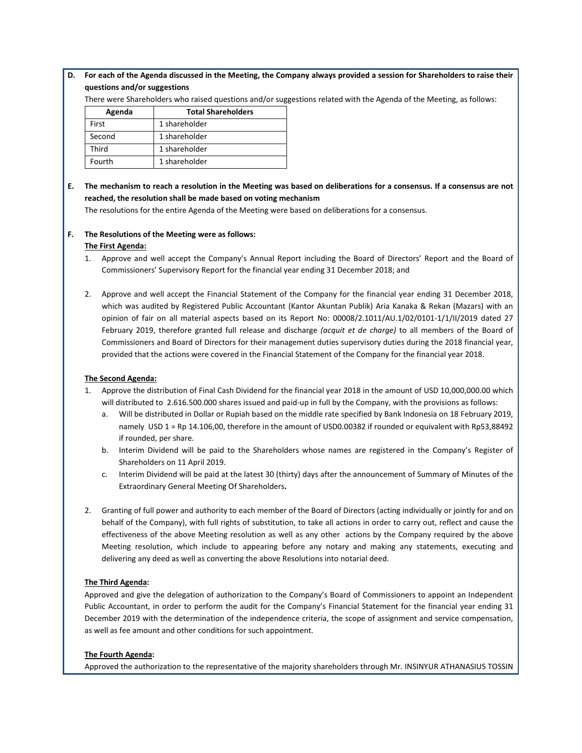**D. For each of the Agenda discussed in the Meeting, the Company always provided a session for Shareholders to raise their questions and/or suggestions**

There were Shareholders who raised questions and/or suggestions related with the Agenda of the Meeting, as follows:

| Agenda | Total Shareholders |
|---|---|
| First | 1 shareholder |
| Second | 1 shareholder |
| Third | 1 shareholder |
| Fourth | 1 shareholder |

**E. The mechanism to reach a resolution in the Meeting was based on deliberations for a consensus. If a consensus are not reached, the resolution shall be made based on voting mechanism**

The resolutions for the entire Agenda of the Meeting were based on deliberations for a consensus.

**F. The Resolutions of the Meeting were as follows:**

**The First Agenda:**

1. Approve and well accept the Company's Annual Report including the Board of Directors' Report and the Board of Commissioners' Supervisory Report for the financial year ending 31 December 2018; and

2. Approve and well accept the Financial Statement of the Company for the financial year ending 31 December 2018, which was audited by Registered Public Accountant (Kantor Akuntan Publik) Aria Kanaka & Rekan (Mazars) with an opinion of fair on all material aspects based on its Report No: 00008/2.1011/AU.1/02/0101-1/1/II/2019 dated 27 February 2019, therefore granted full release and discharge *(acquit et de charge)* to all members of the Board of Commissioners and Board of Directors for their management duties supervisory duties during the 2018 financial year, provided that the actions were covered in the Financial Statement of the Company for the financial year 2018.

**The Second Agenda:**

1. Approve the distribution of Final Cash Dividend for the financial year 2018 in the amount of USD 10,000,000.00 which will distributed to 2.616.500.000 shares issued and paid-up in full by the Company, with the provisions as follows:
   a. Will be distributed in Dollar or Rupiah based on the middle rate specified by Bank Indonesia on 18 February 2019, namely USD 1 = Rp 14.106,00, therefore in the amount of USD0.00382 if rounded or equivalent with Rp53,88492 if rounded, per share.
   b. Interim Dividend will be paid to the Shareholders whose names are registered in the Company's Register of Shareholders on 11 April 2019.
   c. Interim Dividend will be paid at the latest 30 (thirty) days after the announcement of Summary of Minutes of the Extraordinary General Meeting Of Shareholders**.**

2. Granting of full power and authority to each member of the Board of Directors (acting individually or jointly for and on behalf of the Company), with full rights of substitution, to take all actions in order to carry out, reflect and cause the effectiveness of the above Meeting resolution as well as any other actions by the Company required by the above Meeting resolution, which include to appearing before any notary and making any statements, executing and delivering any deed as well as converting the above Resolutions into notarial deed.

**The Third Agenda:**

Approved and give the delegation of authorization to the Company's Board of Commissioners to appoint an Independent Public Accountant, in order to perform the audit for the Company's Financial Statement for the financial year ending 31 December 2019 with the determination of the independence criteria, the scope of assignment and service compensation, as well as fee amount and other conditions for such appointment.

**The Fourth Agenda:**

Approved the authorization to the representative of the majority shareholders through Mr. INSINYUR ATHANASIUS TOSSIN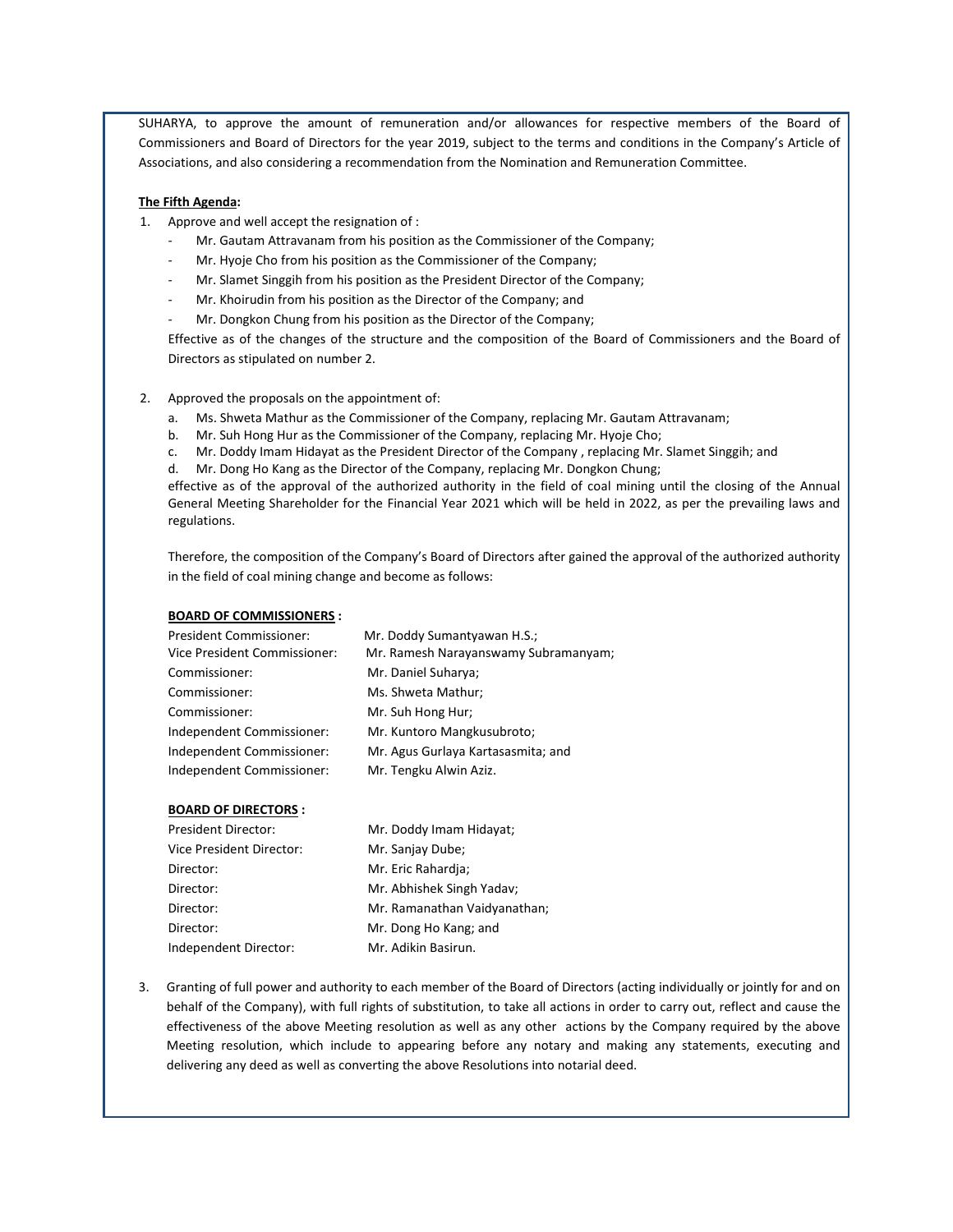SUHARYA, to approve the amount of remuneration and/or allowances for respective members of the Board of Commissioners and Board of Directors for the year 2019, subject to the terms and conditions in the Company's Article of Associations, and also considering a recommendation from the Nomination and Remuneration Committee.

**The Fifth Agenda:**

1. Approve and well accept the resignation of :
   - Mr. Gautam Attravanam from his position as the Commissioner of the Company;
   - Mr. Hyoje Cho from his position as the Commissioner of the Company;
   - Mr. Slamet Singgih from his position as the President Director of the Company;
   - Mr. Khoirudin from his position as the Director of the Company; and
   - Mr. Dongkon Chung from his position as the Director of the Company;

   Effective as of the changes of the structure and the composition of the Board of Commissioners and the Board of Directors as stipulated on number 2.

2. Approved the proposals on the appointment of:
   a. Ms. Shweta Mathur as the Commissioner of the Company, replacing Mr. Gautam Attravanam;
   b. Mr. Suh Hong Hur as the Commissioner of the Company, replacing Mr. Hyoje Cho;
   c. Mr. Doddy Imam Hidayat as the President Director of the Company , replacing Mr. Slamet Singgih; and
   d. Mr. Dong Ho Kang as the Director of the Company, replacing Mr. Dongkon Chung;

   effective as of the approval of the authorized authority in the field of coal mining until the closing of the Annual General Meeting Shareholder for the Financial Year 2021 which will be held in 2022, as per the prevailing laws and regulations.

   Therefore, the composition of the Company's Board of Directors after gained the approval of the authorized authority in the field of coal mining change and become as follows:

   **BOARD OF COMMISSIONERS :**

   | | |
   |---|---|
   | President Commissioner: | Mr. Doddy Sumantyawan H.S.; |
   | Vice President Commissioner: | Mr. Ramesh Narayanswamy Subramanyam; |
   | Commissioner: | Mr. Daniel Suharya; |
   | Commissioner: | Ms. Shweta Mathur; |
   | Commissioner: | Mr. Suh Hong Hur; |
   | Independent Commissioner: | Mr. Kuntoro Mangkusubroto; |
   | Independent Commissioner: | Mr. Agus Gurlaya Kartasasmita; and |
   | Independent Commissioner: | Mr. Tengku Alwin Aziz. |

   **BOARD OF DIRECTORS :**

   | | |
   |---|---|
   | President Director: | Mr. Doddy Imam Hidayat; |
   | Vice President Director: | Mr. Sanjay Dube; |
   | Director: | Mr. Eric Rahardja; |
   | Director: | Mr. Abhishek Singh Yadav; |
   | Director: | Mr. Ramanathan Vaidyanathan; |
   | Director: | Mr. Dong Ho Kang; and |
   | Independent Director: | Mr. Adikin Basirun. |

3. Granting of full power and authority to each member of the Board of Directors (acting individually or jointly for and on behalf of the Company), with full rights of substitution, to take all actions in order to carry out, reflect and cause the effectiveness of the above Meeting resolution as well as any other actions by the Company required by the above Meeting resolution, which include to appearing before any notary and making any statements, executing and delivering any deed as well as converting the above Resolutions into notarial deed.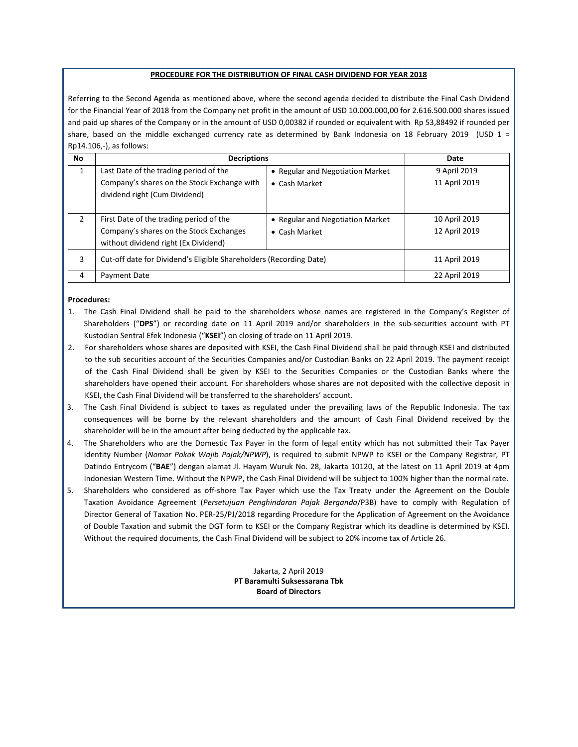## PROCEDURE FOR THE DISTRIBUTION OF FINAL CASH DIVIDEND FOR YEAR 2018

Referring to the Second Agenda as mentioned above, where the second agenda decided to distribute the Final Cash Dividend for the Financial Year of 2018 from the Company net profit in the amount of USD 10.000.000,00 for 2.616.500.000 shares issued and paid up shares of the Company or in the amount of USD 0,00382 if rounded or equivalent with Rp 53,88492 if rounded per share, based on the middle exchanged currency rate as determined by Bank Indonesia on 18 February 2019 (USD 1 = Rp14.106,-), as follows:

| No | Decriptions | | Date |
|---|---|---|---|
| 1 | Last Date of the trading period of the Company's shares on the Stock Exchange with dividend right (Cum Dividend) | • Regular and Negotiation Market<br>• Cash Market | 9 April 2019<br>11 April 2019 |
| 2 | First Date of the trading period of the Company's shares on the Stock Exchanges without dividend right (Ex Dividend) | • Regular and Negotiation Market<br>• Cash Market | 10 April 2019<br>12 April 2019 |
| 3 | Cut-off date for Dividend's Eligible Shareholders (Recording Date) | | 11 April 2019 |
| 4 | Payment Date | | 22 April 2019 |

**Procedures:**

1. The Cash Final Dividend shall be paid to the shareholders whose names are registered in the Company's Register of Shareholders ("**DPS**") or recording date on 11 April 2019 and/or shareholders in the sub-securities account with PT Kustodian Sentral Efek Indonesia ("**KSEI**") on closing of trade on 11 April 2019.
2. For shareholders whose shares are deposited with KSEI, the Cash Final Dividend shall be paid through KSEI and distributed to the sub securities account of the Securities Companies and/or Custodian Banks on 22 April 2019. The payment receipt of the Cash Final Dividend shall be given by KSEI to the Securities Companies or the Custodian Banks where the shareholders have opened their account. For shareholders whose shares are not deposited with the collective deposit in KSEI, the Cash Final Dividend will be transferred to the shareholders' account.
3. The Cash Final Dividend is subject to taxes as regulated under the prevailing laws of the Republic Indonesia. The tax consequences will be borne by the relevant shareholders and the amount of Cash Final Dividend received by the shareholder will be in the amount after being deducted by the applicable tax.
4. The Shareholders who are the Domestic Tax Payer in the form of legal entity which has not submitted their Tax Payer Identity Number (*Nomor Pokok Wajib Pajak/NPWP*), is required to submit NPWP to KSEI or the Company Registrar, PT Datindo Entrycom ("**BAE**") dengan alamat Jl. Hayam Wuruk No. 28, Jakarta 10120, at the latest on 11 April 2019 at 4pm Indonesian Western Time. Without the NPWP, the Cash Final Dividend will be subject to 100% higher than the normal rate.
5. Shareholders who considered as off-shore Tax Payer which use the Tax Treaty under the Agreement on the Double Taxation Avoidance Agreement (*Persetujuan Penghindaran Pajak Berganda*/P3B) have to comply with Regulation of Director General of Taxation No. PER-25/PJ/2018 regarding Procedure for the Application of Agreement on the Avoidance of Double Taxation and submit the DGT form to KSEI or the Company Registrar which its deadline is determined by KSEI. Without the required documents, the Cash Final Dividend will be subject to 20% income tax of Article 26.

Jakarta, 2 April 2019
**PT Baramulti Suksessarana Tbk**
**Board of Directors**